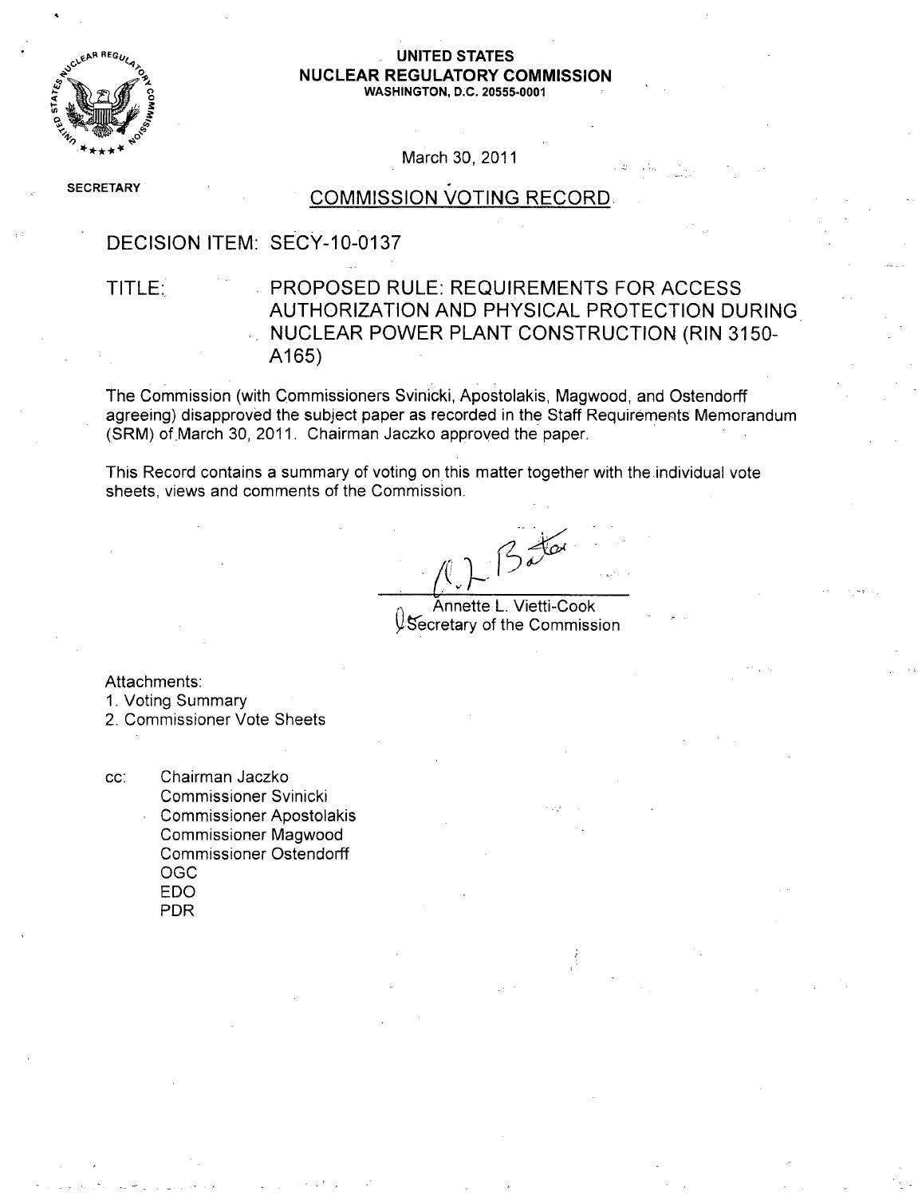**UNITED STATES**
**NUCLEAR REGULATORY COMMISSION**
**WASHINGTON, D.C. 20555-0001**

March 30, 2011

SECRETARY

## COMMISSION VOTING RECORD

DECISION ITEM: SECY-10-0137

TITLE: PROPOSED RULE: REQUIREMENTS FOR ACCESS AUTHORIZATION AND PHYSICAL PROTECTION DURING NUCLEAR POWER PLANT CONSTRUCTION (RIN 3150-A165)

The Commission (with Commissioners Svinicki, Apostolakis, Magwood, and Ostendorff agreeing) disapproved the subject paper as recorded in the Staff Requirements Memorandum (SRM) of March 30, 2011. Chairman Jaczko approved the paper.

This Record contains a summary of voting on this matter together with the individual vote sheets, views and comments of the Commission.

Annette L. Vietti-Cook
Secretary of the Commission

Attachments:
1. Voting Summary
2. Commissioner Vote Sheets

cc:
Chairman Jaczko
Commissioner Svinicki
Commissioner Apostolakis
Commissioner Magwood
Commissioner Ostendorff
OGC
EDO
PDR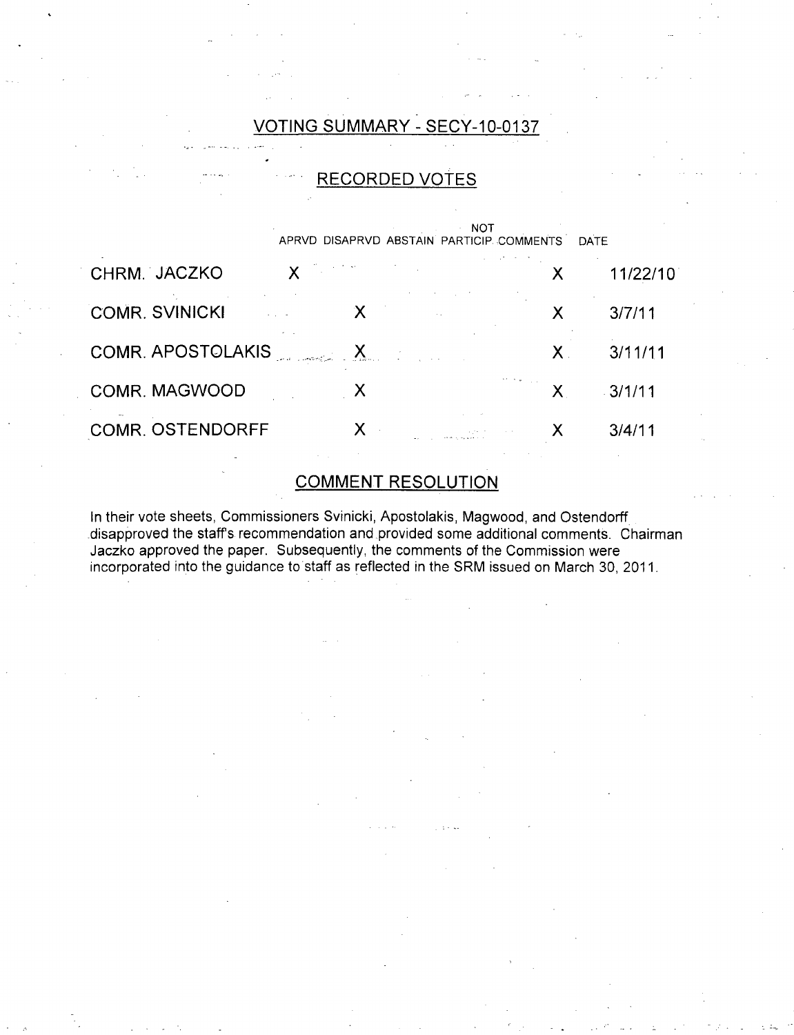## VOTING SUMMARY - SECY-10-0137

## RECORDED VOTES

| | APRVD | DISAPRVD | ABSTAIN | NOT PARTICIP. | COMMENTS | DATE |
|---|---|---|---|---|---|---|
| CHRM. JACZKO | X | | | | X | 11/22/10 |
| COMR. SVINICKI | | X | | | X | 3/7/11 |
| COMR. APOSTOLAKIS | | X | | | X | 3/11/11 |
| COMR. MAGWOOD | | X | | | X | 3/1/11 |
| COMR. OSTENDORFF | | X | | | X | 3/4/11 |

## COMMENT RESOLUTION

In their vote sheets, Commissioners Svinicki, Apostolakis, Magwood, and Ostendorff disapproved the staff's recommendation and provided some additional comments. Chairman Jaczko approved the paper. Subsequently, the comments of the Commission were incorporated into the guidance to staff as reflected in the SRM issued on March 30, 2011.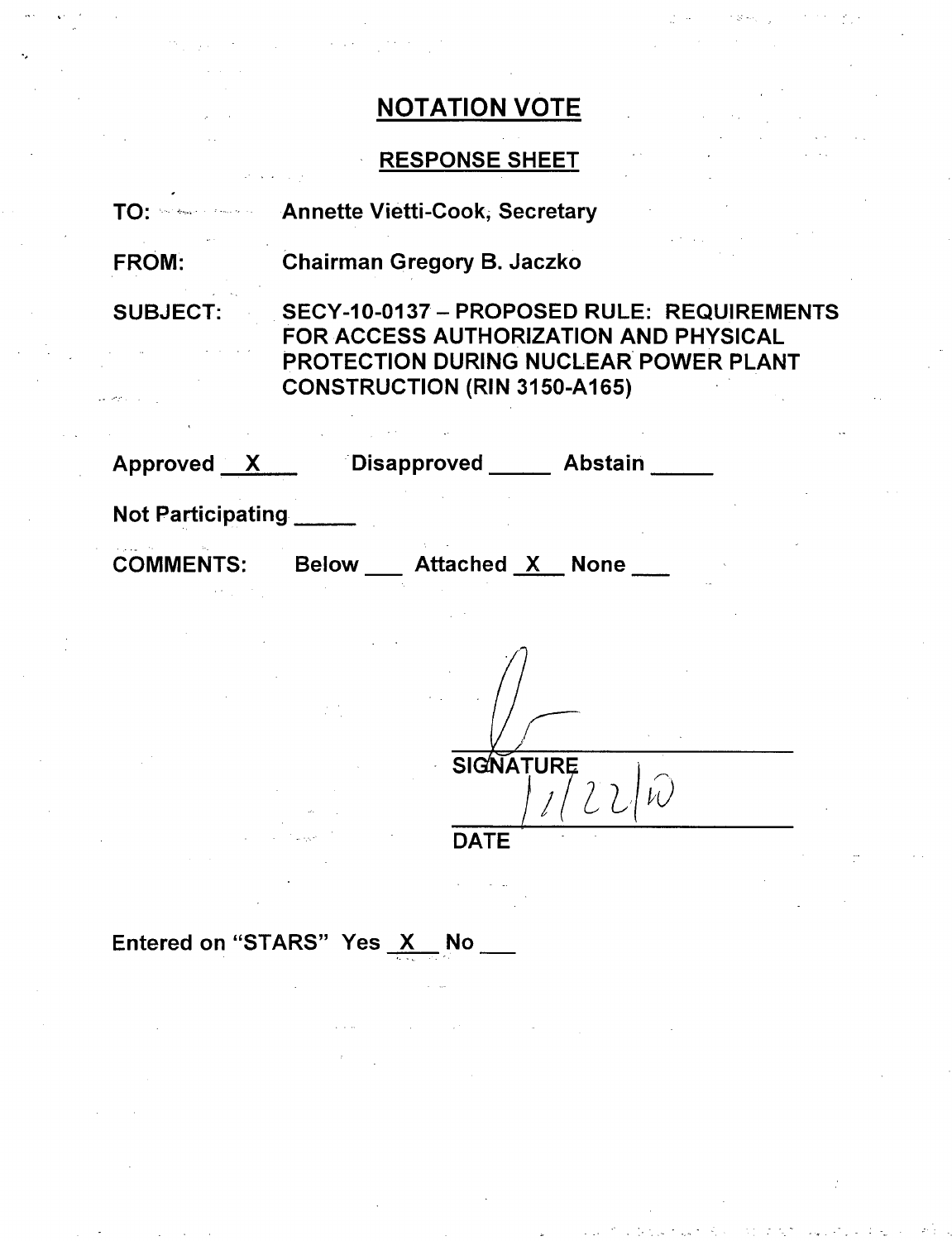# NOTATION VOTE

## RESPONSE SHEET

TO: Annette Vietti-Cook, Secretary

FROM: Chairman Gregory B. Jaczko

SUBJECT: SECY-10-0137 – PROPOSED RULE: REQUIREMENTS FOR ACCESS AUTHORIZATION AND PHYSICAL PROTECTION DURING NUCLEAR POWER PLANT CONSTRUCTION (RIN 3150-A165)

Approved __X__ Disapproved _____ Abstain _____

Not Participating _____

COMMENTS: Below ___ Attached __X__ None ___

SIGNATURE

11/22/10

DATE

Entered on "STARS" Yes __X__ No ___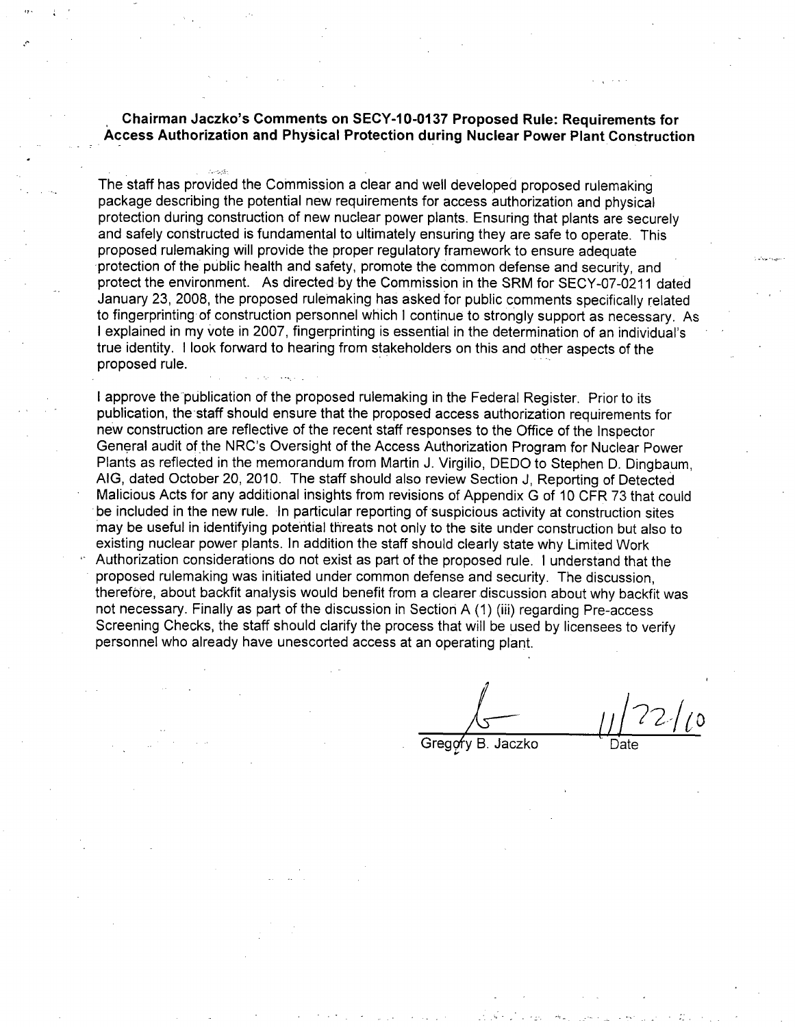**Chairman Jaczko's Comments on SECY-10-0137 Proposed Rule: Requirements for Access Authorization and Physical Protection during Nuclear Power Plant Construction**

The staff has provided the Commission a clear and well developed proposed rulemaking package describing the potential new requirements for access authorization and physical protection during construction of new nuclear power plants. Ensuring that plants are securely and safely constructed is fundamental to ultimately ensuring they are safe to operate. This proposed rulemaking will provide the proper regulatory framework to ensure adequate protection of the public health and safety, promote the common defense and security, and protect the environment. As directed by the Commission in the SRM for SECY-07-0211 dated January 23, 2008, the proposed rulemaking has asked for public comments specifically related to fingerprinting of construction personnel which I continue to strongly support as necessary. As I explained in my vote in 2007, fingerprinting is essential in the determination of an individual's true identity. I look forward to hearing from stakeholders on this and other aspects of the proposed rule.

I approve the publication of the proposed rulemaking in the Federal Register. Prior to its publication, the staff should ensure that the proposed access authorization requirements for new construction are reflective of the recent staff responses to the Office of the Inspector General audit of the NRC's Oversight of the Access Authorization Program for Nuclear Power Plants as reflected in the memorandum from Martin J. Virgilio, DEDO to Stephen D. Dingbaum, AIG, dated October 20, 2010. The staff should also review Section J, Reporting of Detected Malicious Acts for any additional insights from revisions of Appendix G of 10 CFR 73 that could be included in the new rule. In particular reporting of suspicious activity at construction sites may be useful in identifying potential threats not only to the site under construction but also to existing nuclear power plants. In addition the staff should clearly state why Limited Work Authorization considerations do not exist as part of the proposed rule. I understand that the proposed rulemaking was initiated under common defense and security. The discussion, therefore, about backfit analysis would benefit from a clearer discussion about why backfit was not necessary. Finally as part of the discussion in Section A (1) (iii) regarding Pre-access Screening Checks, the staff should clarify the process that will be used by licensees to verify personnel who already have unescorted access at an operating plant.

Gregory B. Jaczko — 11/22/10

Date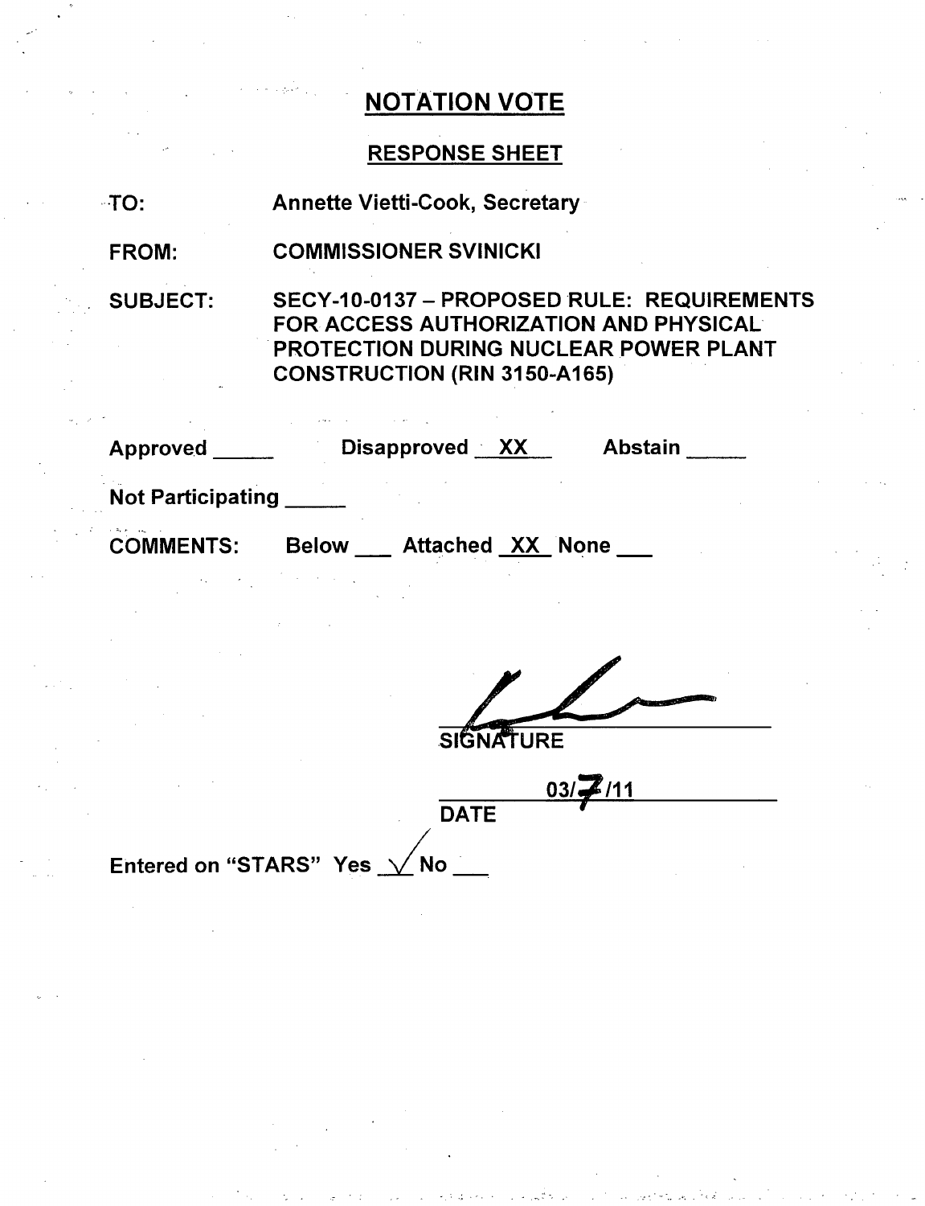# NOTATION VOTE

## RESPONSE SHEET

TO: Annette Vietti-Cook, Secretary

FROM: COMMISSIONER SVINICKI

SUBJECT: SECY-10-0137 – PROPOSED RULE: REQUIREMENTS FOR ACCESS AUTHORIZATION AND PHYSICAL PROTECTION DURING NUCLEAR POWER PLANT CONSTRUCTION (RIN 3150-A165)

Approved \_\_\_\_\_ Disapproved XX Abstain \_\_\_\_\_

Not Participating \_\_\_\_\_

COMMENTS: Below \_\_\_ Attached XX None \_\_\_

SIGNATURE

03/7/11

DATE

Entered on "STARS" Yes ✓ No \_\_\_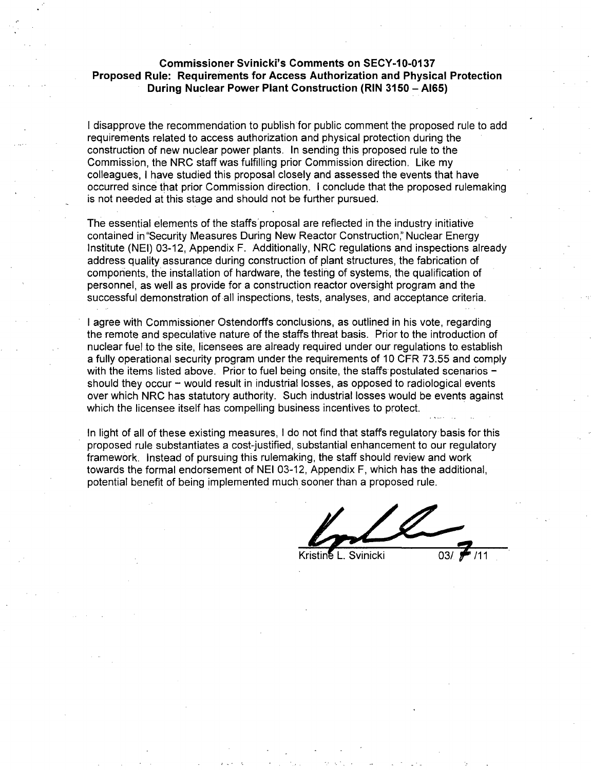**Commissioner Svinicki's Comments on SECY-10-0137**
**Proposed Rule: Requirements for Access Authorization and Physical Protection During Nuclear Power Plant Construction (RIN 3150 – AI65)**

I disapprove the recommendation to publish for public comment the proposed rule to add requirements related to access authorization and physical protection during the construction of new nuclear power plants. In sending this proposed rule to the Commission, the NRC staff was fulfilling prior Commission direction. Like my colleagues, I have studied this proposal closely and assessed the events that have occurred since that prior Commission direction. I conclude that the proposed rulemaking is not needed at this stage and should not be further pursued.

The essential elements of the staffs proposal are reflected in the industry initiative contained in "Security Measures During New Reactor Construction," Nuclear Energy Institute (NEI) 03-12, Appendix F. Additionally, NRC regulations and inspections already address quality assurance during construction of plant structures, the fabrication of components, the installation of hardware, the testing of systems, the qualification of personnel, as well as provide for a construction reactor oversight program and the successful demonstration of all inspections, tests, analyses, and acceptance criteria.

I agree with Commissioner Ostendorffs conclusions, as outlined in his vote, regarding the remote and speculative nature of the staffs threat basis. Prior to the introduction of nuclear fuel to the site, licensees are already required under our regulations to establish a fully operational security program under the requirements of 10 CFR 73.55 and comply with the items listed above. Prior to fuel being onsite, the staffs postulated scenarios – should they occur – would result in industrial losses, as opposed to radiological events over which NRC has statutory authority. Such industrial losses would be events against which the licensee itself has compelling business incentives to protect.

In light of all of these existing measures, I do not find that staffs regulatory basis for this proposed rule substantiates a cost-justified, substantial enhancement to our regulatory framework. Instead of pursuing this rulemaking, the staff should review and work towards the formal endorsement of NEI 03-12, Appendix F, which has the additional, potential benefit of being implemented much sooner than a proposed rule.

Kristine L. Svinicki 03/ 7 /11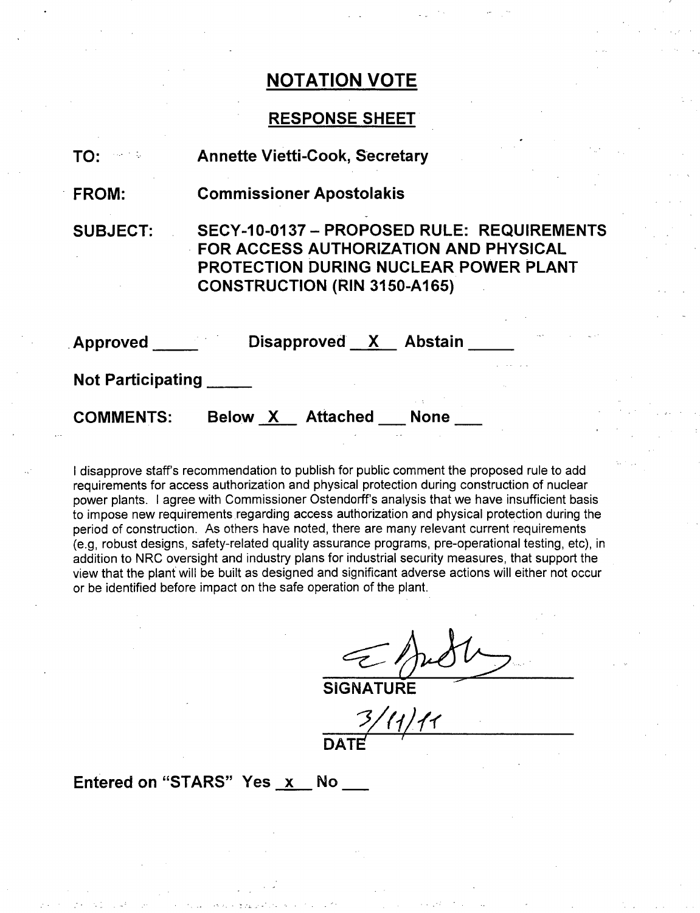# NOTATION VOTE

## RESPONSE SHEET

**TO:** Annette Vietti-Cook, Secretary

**FROM:** Commissioner Apostolakis

**SUBJECT:** SECY-10-0137 – PROPOSED RULE: REQUIREMENTS FOR ACCESS AUTHORIZATION AND PHYSICAL PROTECTION DURING NUCLEAR POWER PLANT CONSTRUCTION (RIN 3150-A165)

**Approved** _____ **Disapproved** __X__ **Abstain** _____

**Not Participating** _____

**COMMENTS:** Below __X__ Attached ___ None ___

I disapprove staff's recommendation to publish for public comment the proposed rule to add requirements for access authorization and physical protection during construction of nuclear power plants. I agree with Commissioner Ostendorff's analysis that we have insufficient basis to impose new requirements regarding access authorization and physical protection during the period of construction. As others have noted, there are many relevant current requirements (e.g, robust designs, safety-related quality assurance programs, pre-operational testing, etc), in addition to NRC oversight and industry plans for industrial security measures, that support the view that the plant will be built as designed and significant adverse actions will either not occur or be identified before impact on the safe operation of the plant.

SIGNATURE

3/11/11

DATE

**Entered on "STARS" Yes** __x__ **No** ___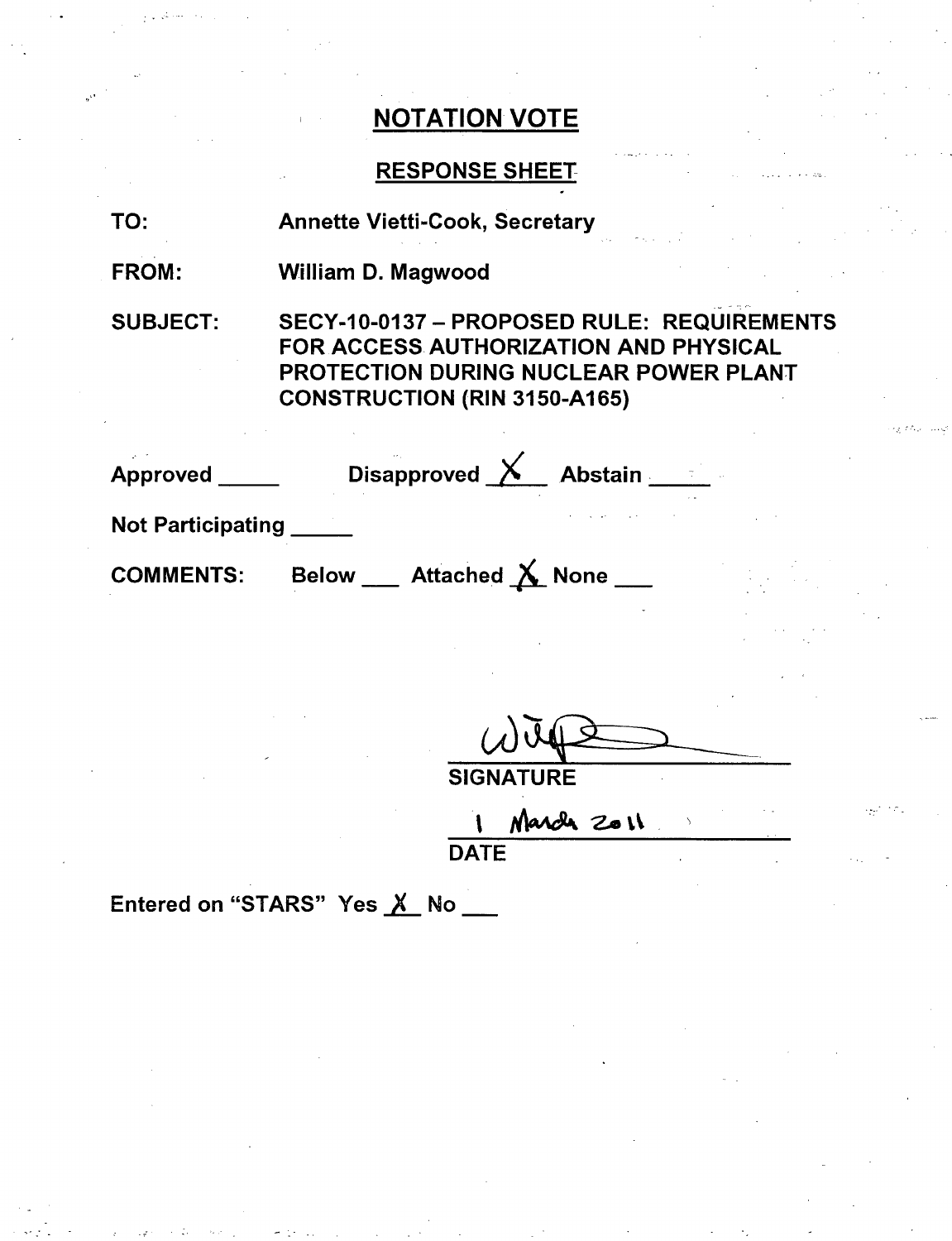## NOTATION VOTE

### RESPONSE SHEET

**TO:** Annette Vietti-Cook, Secretary

**FROM:** William D. Magwood

**SUBJECT:** SECY-10-0137 – PROPOSED RULE: REQUIREMENTS FOR ACCESS AUTHORIZATION AND PHYSICAL PROTECTION DURING NUCLEAR POWER PLANT CONSTRUCTION (RIN 3150-A165)

Approved ____ Disapproved X Abstain ____

Not Participating ____

COMMENTS: Below ___ Attached X None ___

SIGNATURE

1 March 2011

DATE

Entered on "STARS" Yes X No ___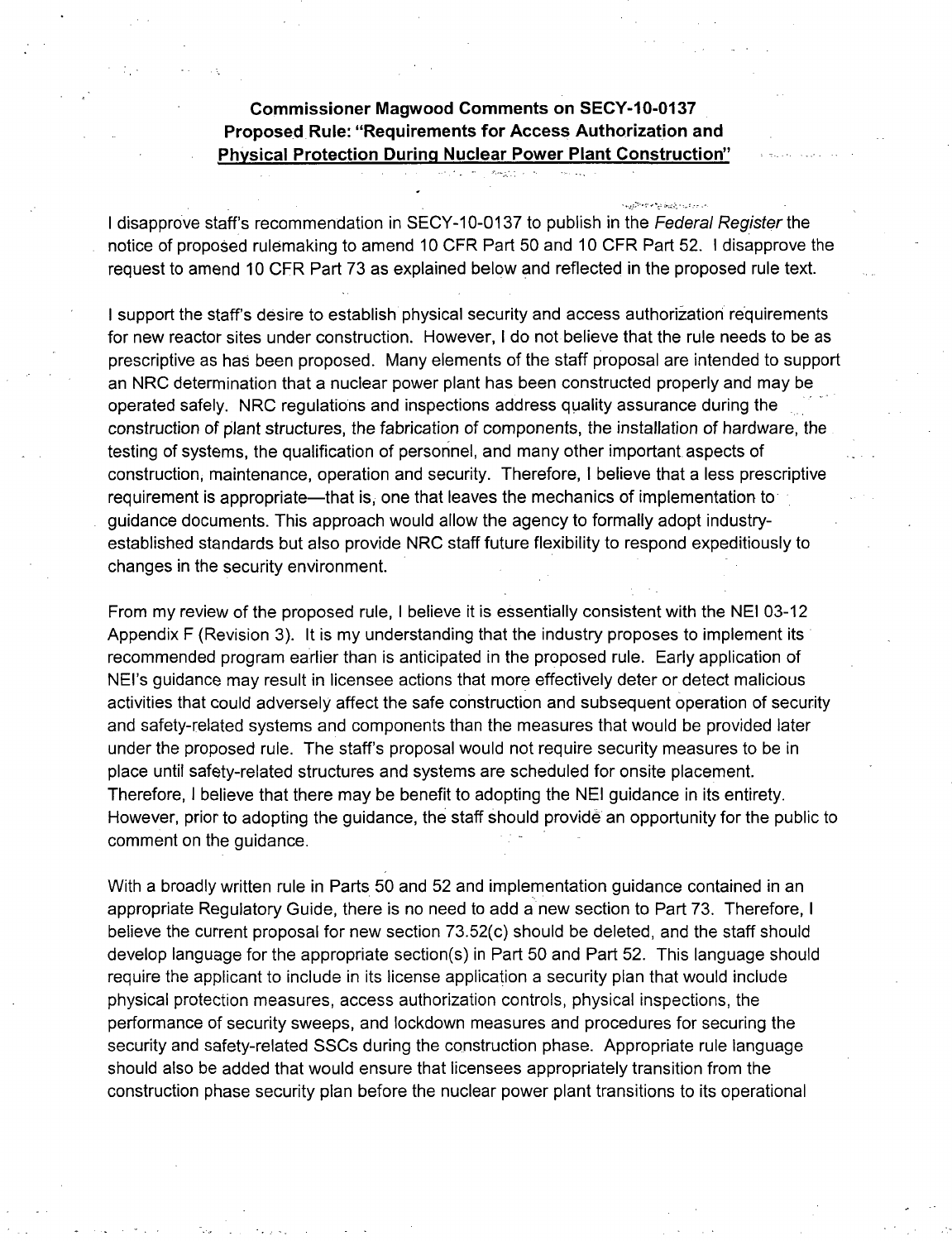**Commissioner Magwood Comments on SECY-10-0137**
**Proposed Rule: "Requirements for Access Authorization and Physical Protection During Nuclear Power Plant Construction"**

I disapprove staff's recommendation in SECY-10-0137 to publish in the *Federal Register* the notice of proposed rulemaking to amend 10 CFR Part 50 and 10 CFR Part 52. I disapprove the request to amend 10 CFR Part 73 as explained below and reflected in the proposed rule text.

I support the staff's desire to establish physical security and access authorization requirements for new reactor sites under construction. However, I do not believe that the rule needs to be as prescriptive as has been proposed. Many elements of the staff proposal are intended to support an NRC determination that a nuclear power plant has been constructed properly and may be operated safely. NRC regulations and inspections address quality assurance during the construction of plant structures, the fabrication of components, the installation of hardware, the testing of systems, the qualification of personnel, and many other important aspects of construction, maintenance, operation and security. Therefore, I believe that a less prescriptive requirement is appropriate—that is, one that leaves the mechanics of implementation to guidance documents. This approach would allow the agency to formally adopt industry-established standards but also provide NRC staff future flexibility to respond expeditiously to changes in the security environment.

From my review of the proposed rule, I believe it is essentially consistent with the NEI 03-12 Appendix F (Revision 3). It is my understanding that the industry proposes to implement its recommended program earlier than is anticipated in the proposed rule. Early application of NEI's guidance may result in licensee actions that more effectively deter or detect malicious activities that could adversely affect the safe construction and subsequent operation of security and safety-related systems and components than the measures that would be provided later under the proposed rule. The staff's proposal would not require security measures to be in place until safety-related structures and systems are scheduled for onsite placement. Therefore, I believe that there may be benefit to adopting the NEI guidance in its entirety. However, prior to adopting the guidance, the staff should provide an opportunity for the public to comment on the guidance.

With a broadly written rule in Parts 50 and 52 and implementation guidance contained in an appropriate Regulatory Guide, there is no need to add a new section to Part 73. Therefore, I believe the current proposal for new section 73.52(c) should be deleted, and the staff should develop language for the appropriate section(s) in Part 50 and Part 52. This language should require the applicant to include in its license application a security plan that would include physical protection measures, access authorization controls, physical inspections, the performance of security sweeps, and lockdown measures and procedures for securing the security and safety-related SSCs during the construction phase. Appropriate rule language should also be added that would ensure that licensees appropriately transition from the construction phase security plan before the nuclear power plant transitions to its operational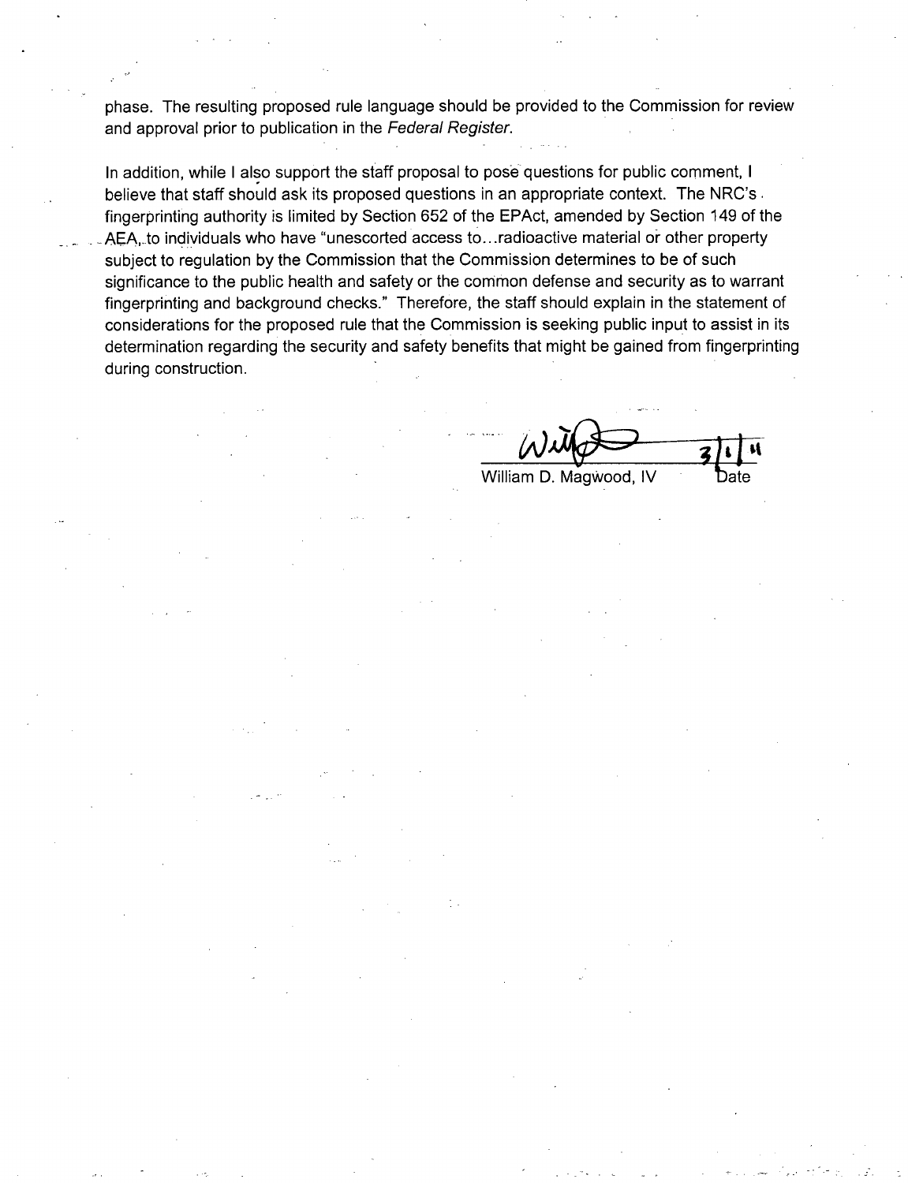phase. The resulting proposed rule language should be provided to the Commission for review and approval prior to publication in the *Federal Register*.

In addition, while I also support the staff proposal to pose questions for public comment, I believe that staff should ask its proposed questions in an appropriate context. The NRC's fingerprinting authority is limited by Section 652 of the EPAct, amended by Section 149 of the AEA, to individuals who have "unescorted access to...radioactive material or other property subject to regulation by the Commission that the Commission determines to be of such significance to the public health and safety or the common defense and security as to warrant fingerprinting and background checks." Therefore, the staff should explain in the statement of considerations for the proposed rule that the Commission is seeking public input to assist in its determination regarding the security and safety benefits that might be gained from fingerprinting during construction.

William D. Magwood, IV　　3/1/11
Date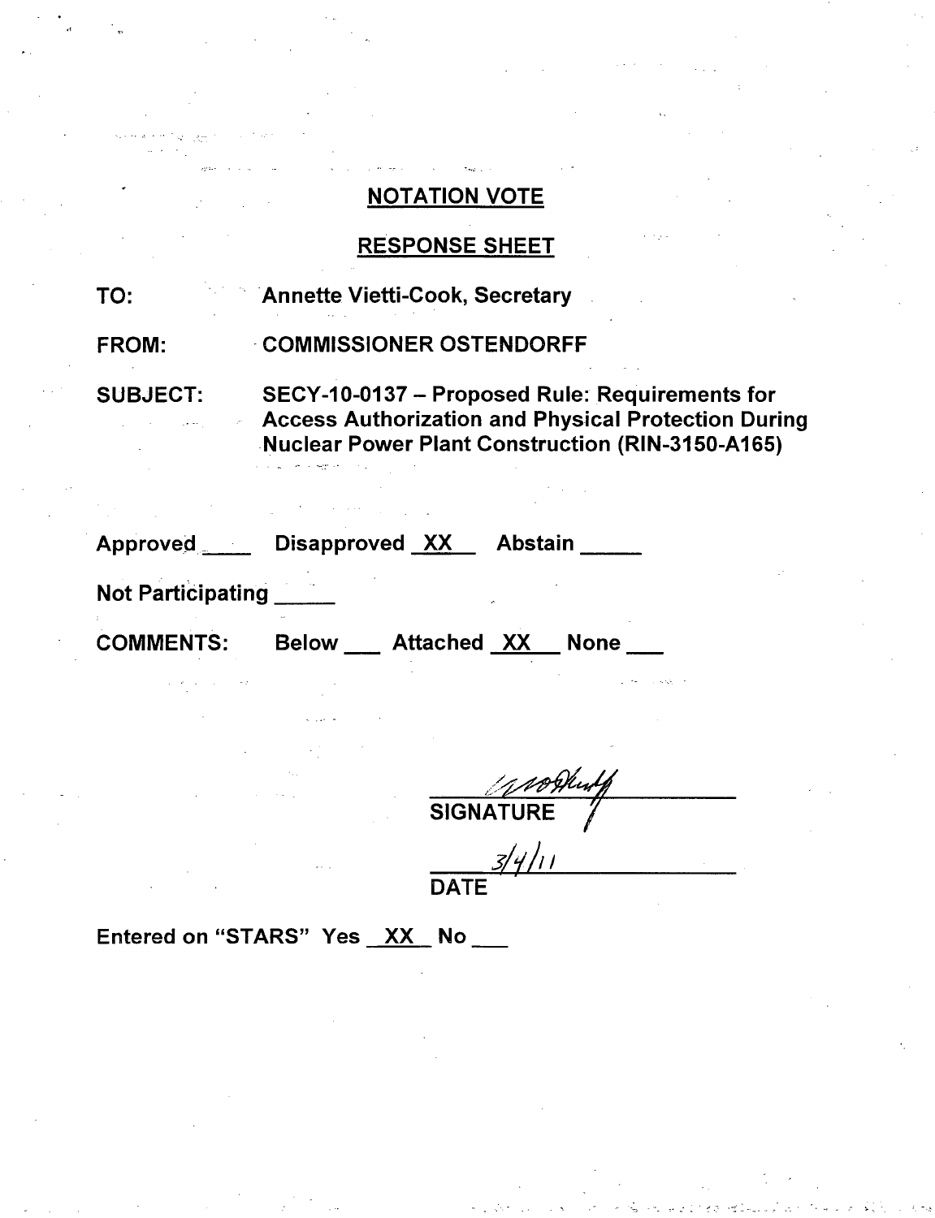## NOTATION VOTE

## RESPONSE SHEET

TO: Annette Vietti-Cook, Secretary

FROM: COMMISSIONER OSTENDORFF

SUBJECT: SECY-10-0137 – Proposed Rule: Requirements for Access Authorization and Physical Protection During Nuclear Power Plant Construction (RIN-3150-A165)

Approved ____ Disapproved XX Abstain ____

Not Participating ____

COMMENTS: Below ___ Attached XX None ___

SIGNATURE

3/4/11

DATE

Entered on "STARS" Yes XX No ___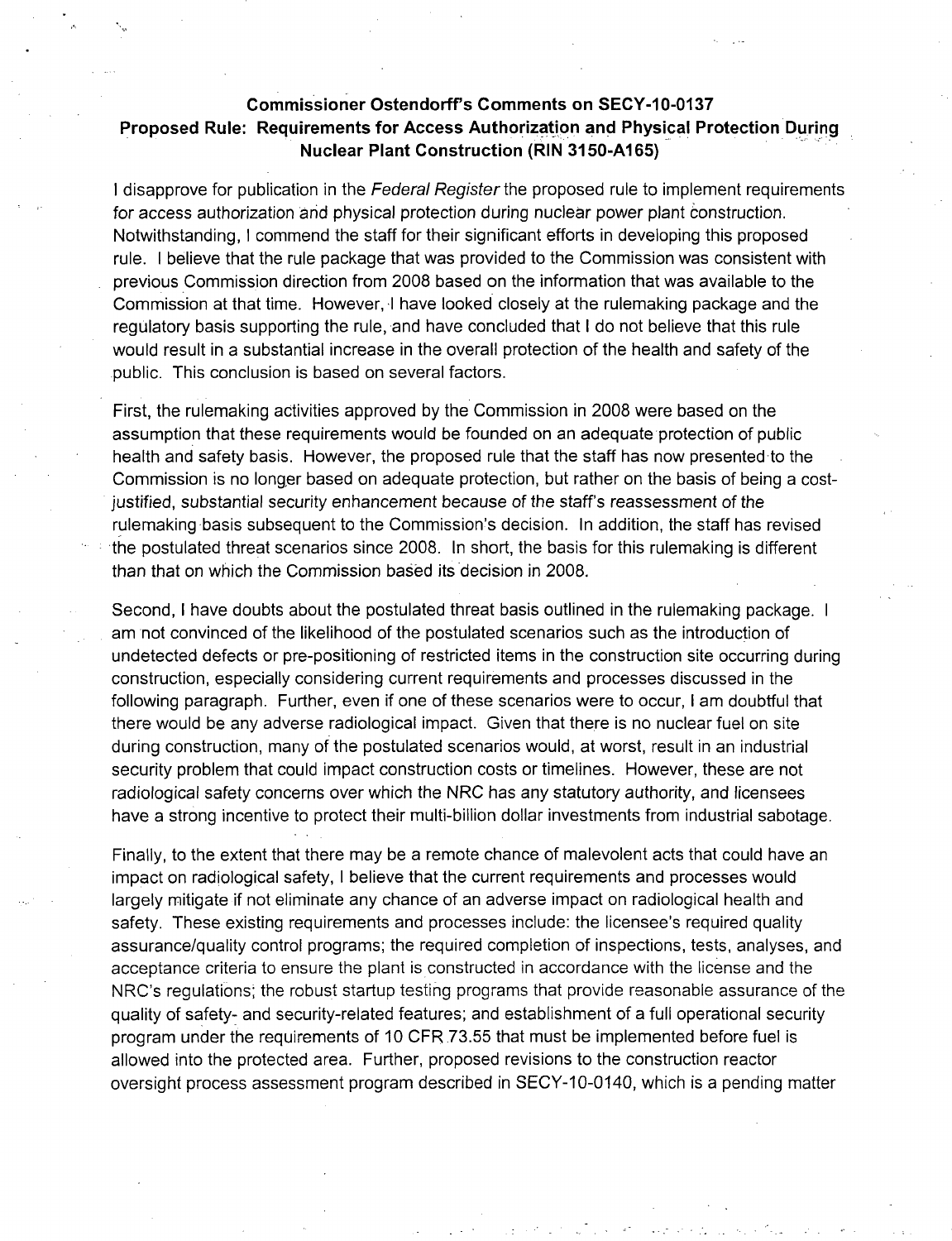# Commissioner Ostendorff's Comments on SECY-10-0137
## Proposed Rule: Requirements for Access Authorization and Physical Protection During Nuclear Plant Construction (RIN 3150-A165)

I disapprove for publication in the *Federal Register* the proposed rule to implement requirements for access authorization and physical protection during nuclear power plant construction. Notwithstanding, I commend the staff for their significant efforts in developing this proposed rule. I believe that the rule package that was provided to the Commission was consistent with previous Commission direction from 2008 based on the information that was available to the Commission at that time. However, I have looked closely at the rulemaking package and the regulatory basis supporting the rule, and have concluded that I do not believe that this rule would result in a substantial increase in the overall protection of the health and safety of the public. This conclusion is based on several factors.

First, the rulemaking activities approved by the Commission in 2008 were based on the assumption that these requirements would be founded on an adequate protection of public health and safety basis. However, the proposed rule that the staff has now presented to the Commission is no longer based on adequate protection, but rather on the basis of being a cost-justified, substantial security enhancement because of the staff's reassessment of the rulemaking basis subsequent to the Commission's decision. In addition, the staff has revised the postulated threat scenarios since 2008. In short, the basis for this rulemaking is different than that on which the Commission based its decision in 2008.

Second, I have doubts about the postulated threat basis outlined in the rulemaking package. I am not convinced of the likelihood of the postulated scenarios such as the introduction of undetected defects or pre-positioning of restricted items in the construction site occurring during construction, especially considering current requirements and processes discussed in the following paragraph. Further, even if one of these scenarios were to occur, I am doubtful that there would be any adverse radiological impact. Given that there is no nuclear fuel on site during construction, many of the postulated scenarios would, at worst, result in an industrial security problem that could impact construction costs or timelines. However, these are not radiological safety concerns over which the NRC has any statutory authority, and licensees have a strong incentive to protect their multi-billion dollar investments from industrial sabotage.

Finally, to the extent that there may be a remote chance of malevolent acts that could have an impact on radiological safety, I believe that the current requirements and processes would largely mitigate if not eliminate any chance of an adverse impact on radiological health and safety. These existing requirements and processes include: the licensee's required quality assurance/quality control programs; the required completion of inspections, tests, analyses, and acceptance criteria to ensure the plant is constructed in accordance with the license and the NRC's regulations; the robust startup testing programs that provide reasonable assurance of the quality of safety- and security-related features; and establishment of a full operational security program under the requirements of 10 CFR 73.55 that must be implemented before fuel is allowed into the protected area. Further, proposed revisions to the construction reactor oversight process assessment program described in SECY-10-0140, which is a pending matter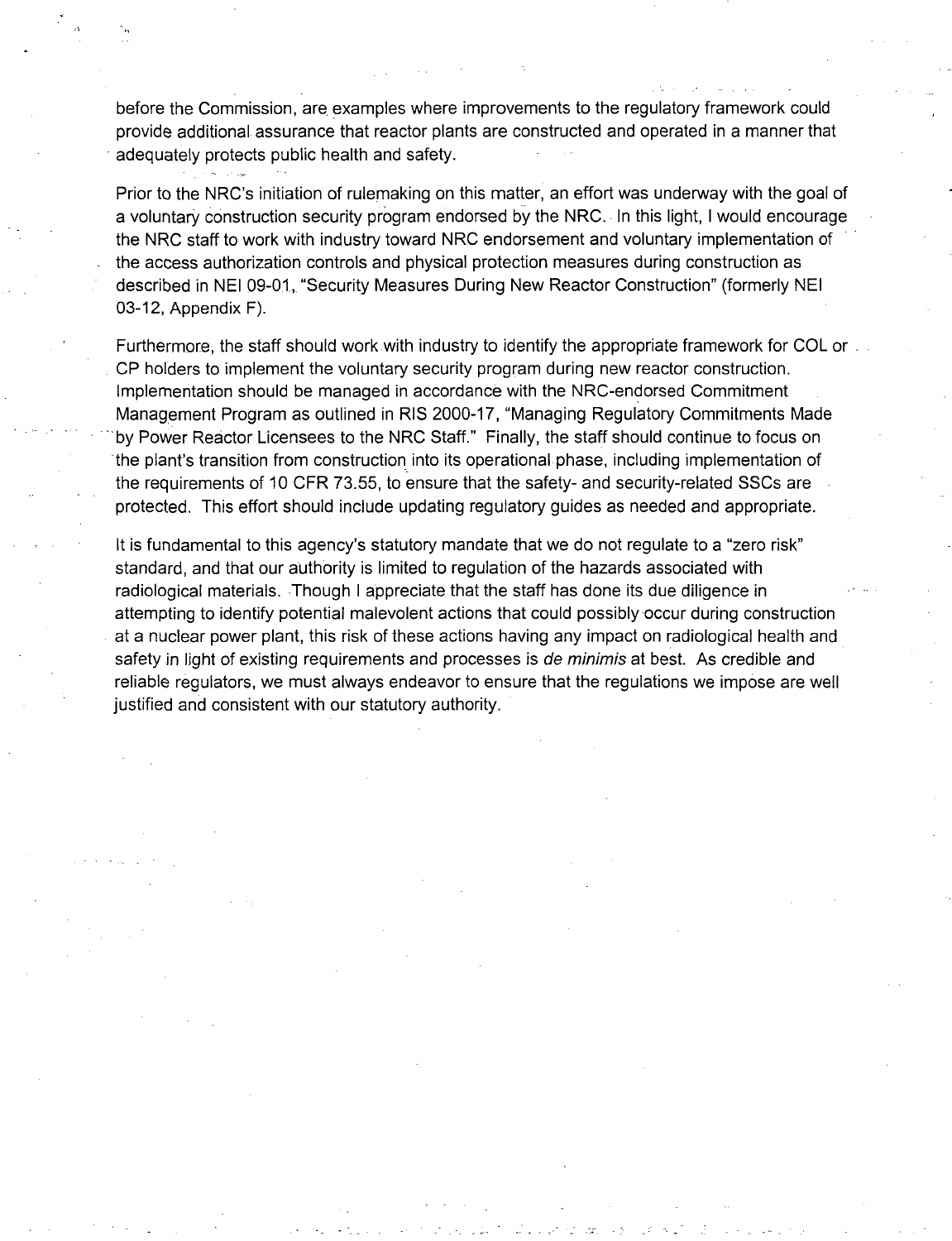before the Commission, are examples where improvements to the regulatory framework could provide additional assurance that reactor plants are constructed and operated in a manner that adequately protects public health and safety.

Prior to the NRC's initiation of rulemaking on this matter, an effort was underway with the goal of a voluntary construction security program endorsed by the NRC. In this light, I would encourage the NRC staff to work with industry toward NRC endorsement and voluntary implementation of the access authorization controls and physical protection measures during construction as described in NEI 09-01, "Security Measures During New Reactor Construction" (formerly NEI 03-12, Appendix F).

Furthermore, the staff should work with industry to identify the appropriate framework for COL or CP holders to implement the voluntary security program during new reactor construction. Implementation should be managed in accordance with the NRC-endorsed Commitment Management Program as outlined in RIS 2000-17, "Managing Regulatory Commitments Made by Power Reactor Licensees to the NRC Staff." Finally, the staff should continue to focus on the plant's transition from construction into its operational phase, including implementation of the requirements of 10 CFR 73.55, to ensure that the safety- and security-related SSCs are protected. This effort should include updating regulatory guides as needed and appropriate.

It is fundamental to this agency's statutory mandate that we do not regulate to a "zero risk" standard, and that our authority is limited to regulation of the hazards associated with radiological materials. Though I appreciate that the staff has done its due diligence in attempting to identify potential malevolent actions that could possibly occur during construction at a nuclear power plant, this risk of these actions having any impact on radiological health and safety in light of existing requirements and processes is *de minimis* at best. As credible and reliable regulators, we must always endeavor to ensure that the regulations we impose are well justified and consistent with our statutory authority.